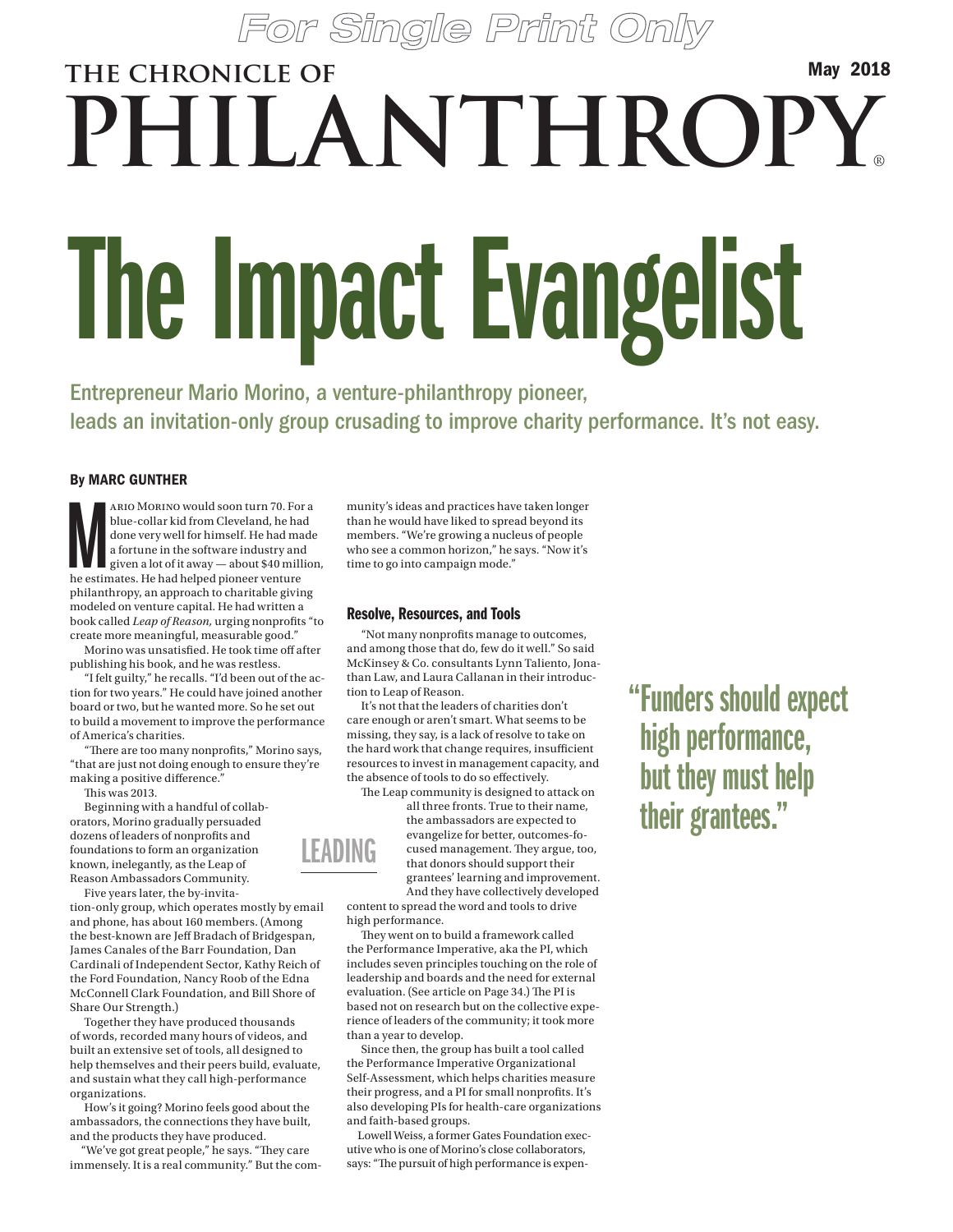# The Impact Evangelist

Entrepreneur Mario Morino, a venture-philanthropy pioneer, leads an invitation-only group crusading to improve charity performance. It's not easy.

**By MARC GUNTHER**

Mario Morino would soon turn 70. For a blue-collar kid from Cleveland, he had done very well for himself. He had made a fortune in the software industry and given a lot of it away — about $40 million, he estimates. He had helped pioneer venture philanthropy, an approach to charitable giving modeled on venture capital. He had written a book called *Leap of Reason,* urging nonprofits "to create more meaningful, measurable good."

Morino was unsatisfied. He took time off after publishing his book, and he was restless.

"I felt guilty," he recalls. "I'd been out of the action for two years." He could have joined another board or two, but he wanted more. So he set out to build a movement to improve the performance of America's charities.

"There are too many nonprofits," Morino says, "that are just not doing enough to ensure they're making a positive difference."

This was 2013.

Beginning with a handful of collaborators, Morino gradually persuaded dozens of leaders of nonprofits and foundations to form an organization known, inelegantly, as the Leap of Reason Ambassadors Community.

Five years later, the by-invitation-only group, which operates mostly by email and phone, has about 160 members. (Among the best-known are Jeff Bradach of Bridgespan, James Canales of the Barr Foundation, Dan Cardinali of Independent Sector, Kathy Reich of the Ford Foundation, Nancy Roob of the Edna McConnell Clark Foundation, and Bill Shore of Share Our Strength.)

Together they have produced thousands of words, recorded many hours of videos, and built an extensive set of tools, all designed to help themselves and their peers build, evaluate, and sustain what they call high-performance organizations.

How's it going? Morino feels good about the ambassadors, the connections they have built, and the products they have produced.

"We've got great people," he says. "They care immensely. It is a real community." But the community's ideas and practices have taken longer than he would have liked to spread beyond its members. "We're growing a nucleus of people who see a common horizon," he says. "Now it's time to go into campaign mode."

### Resolve, Resources, and Tools

"Not many nonprofits manage to outcomes, and among those that do, few do it well." So said McKinsey & Co. consultants Lynn Taliento, Jonathan Law, and Laura Callanan in their introduction to Leap of Reason.

It's not that the leaders of charities don't care enough or aren't smart. What seems to be missing, they say, is a lack of resolve to take on the hard work that change requires, insufficient resources to invest in management capacity, and the absence of tools to do so effectively.

The Leap community is designed to attack on all three fronts. True to their name, the ambassadors are expected to evangelize for better, outcomes-focused management. They argue, too, that donors should support their grantees' learning and improvement. And they have collectively developed content to spread the word and tools to drive high performance.

They went on to build a framework called the Performance Imperative, aka the PI, which includes seven principles touching on the role of leadership and boards and the need for external evaluation. (See article on Page 34.) The PI is based not on research but on the collective experience of leaders of the community; it took more than a year to develop.

Since then, the group has built a tool called the Performance Imperative Organizational Self-Assessment, which helps charities measure their progress, and a PI for small nonprofits. It's also developing PIs for health-care organizations and faith-based groups.

Lowell Weiss, a former Gates Foundation executive who is one of Morino's close collaborators, says: "The pursuit of high performance is expen-

> "Funders should expect high performance, but they must help their grantees."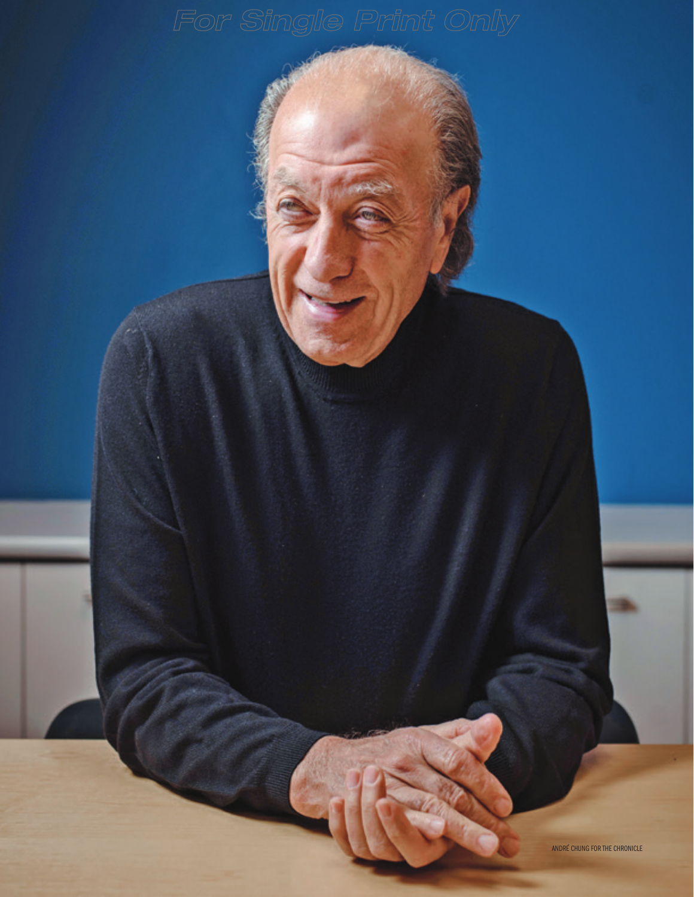ANDRÉ CHUNG FOR THE CHRONICLE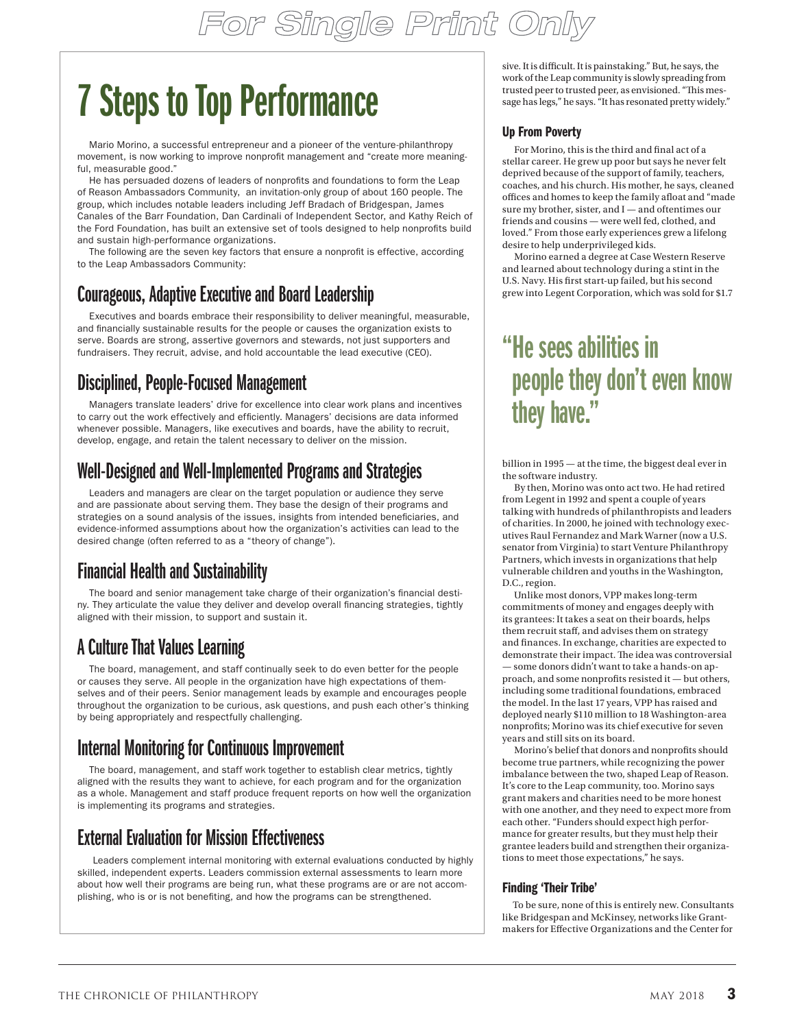# 7 Steps to Top Performance

Mario Morino, a successful entrepreneur and a pioneer of the venture-philanthropy movement, is now working to improve nonprofit management and "create more meaningful, measurable good."

He has persuaded dozens of leaders of nonprofits and foundations to form the Leap of Reason Ambassadors Community, an invitation-only group of about 160 people. The group, which includes notable leaders including Jeff Bradach of Bridgespan, James Canales of the Barr Foundation, Dan Cardinali of Independent Sector, and Kathy Reich of the Ford Foundation, has built an extensive set of tools designed to help nonprofits build and sustain high-performance organizations.

The following are the seven key factors that ensure a nonprofit is effective, according to the Leap Ambassadors Community:

## Courageous, Adaptive Executive and Board Leadership

Executives and boards embrace their responsibility to deliver meaningful, measurable, and financially sustainable results for the people or causes the organization exists to serve. Boards are strong, assertive governors and stewards, not just supporters and fundraisers. They recruit, advise, and hold accountable the lead executive (CEO).

## Disciplined, People-Focused Management

Managers translate leaders' drive for excellence into clear work plans and incentives to carry out the work effectively and efficiently. Managers' decisions are data informed whenever possible. Managers, like executives and boards, have the ability to recruit, develop, engage, and retain the talent necessary to deliver on the mission.

## Well-Designed and Well-Implemented Programs and Strategies

Leaders and managers are clear on the target population or audience they serve and are passionate about serving them. They base the design of their programs and strategies on a sound analysis of the issues, insights from intended beneficiaries, and evidence-informed assumptions about how the organization's activities can lead to the desired change (often referred to as a "theory of change").

## Financial Health and Sustainability

The board and senior management take charge of their organization's financial destiny. They articulate the value they deliver and develop overall financing strategies, tightly aligned with their mission, to support and sustain it.

## A Culture That Values Learning

The board, management, and staff continually seek to do even better for the people or causes they serve. All people in the organization have high expectations of themselves and of their peers. Senior management leads by example and encourages people throughout the organization to be curious, ask questions, and push each other's thinking by being appropriately and respectfully challenging.

## Internal Monitoring for Continuous Improvement

The board, management, and staff work together to establish clear metrics, tightly aligned with the results they want to achieve, for each program and for the organization as a whole. Management and staff produce frequent reports on how well the organization is implementing its programs and strategies.

## External Evaluation for Mission Effectiveness

Leaders complement internal monitoring with external evaluations conducted by highly skilled, independent experts. Leaders commission external assessments to learn more about how well their programs are being run, what these programs are or are not accomplishing, who is or is not benefiting, and how the programs can be strengthened.

---

sive. It is difficult. It is painstaking." But, he says, the work of the Leap community is slowly spreading from trusted peer to trusted peer, as envisioned. "This message has legs," he says. "It has resonated pretty widely."

### Up From Poverty

For Morino, this is the third and final act of a stellar career. He grew up poor but says he never felt deprived because of the support of family, teachers, coaches, and his church. His mother, he says, cleaned offices and homes to keep the family afloat and "made sure my brother, sister, and I — and oftentimes our friends and cousins — were well fed, clothed, and loved." From those early experiences grew a lifelong desire to help underprivileged kids.

Morino earned a degree at Case Western Reserve and learned about technology during a stint in the U.S. Navy. His first start-up failed, but his second grew into Legent Corporation, which was sold for $1.7 billion in 1995 — at the time, the biggest deal ever in the software industry.

> "He sees abilities in people they don't even know they have."

By then, Morino was onto act two. He had retired from Legent in 1992 and spent a couple of years talking with hundreds of philanthropists and leaders of charities. In 2000, he joined with technology executives Raul Fernandez and Mark Warner (now a U.S. senator from Virginia) to start Venture Philanthropy Partners, which invests in organizations that help vulnerable children and youths in the Washington, D.C., region.

Unlike most donors, VPP makes long-term commitments of money and engages deeply with its grantees: It takes a seat on their boards, helps them recruit staff, and advises them on strategy and finances. In exchange, charities are expected to demonstrate their impact. The idea was controversial — some donors didn't want to take a hands-on approach, and some nonprofits resisted it — but others, including some traditional foundations, embraced the model. In the last 17 years, VPP has raised and deployed nearly $110 million to 18 Washington-area nonprofits; Morino was its chief executive for seven years and still sits on its board.

Morino's belief that donors and nonprofits should become true partners, while recognizing the power imbalance between the two, shaped Leap of Reason. It's core to the Leap community, too. Morino says grant makers and charities need to be more honest with one another, and they need to expect more from each other. "Funders should expect high performance for greater results, but they must help their grantee leaders build and strengthen their organizations to meet those expectations," he says.

### Finding 'Their Tribe'

To be sure, none of this is entirely new. Consultants like Bridgespan and McKinsey, networks like Grantmakers for Effective Organizations and the Center for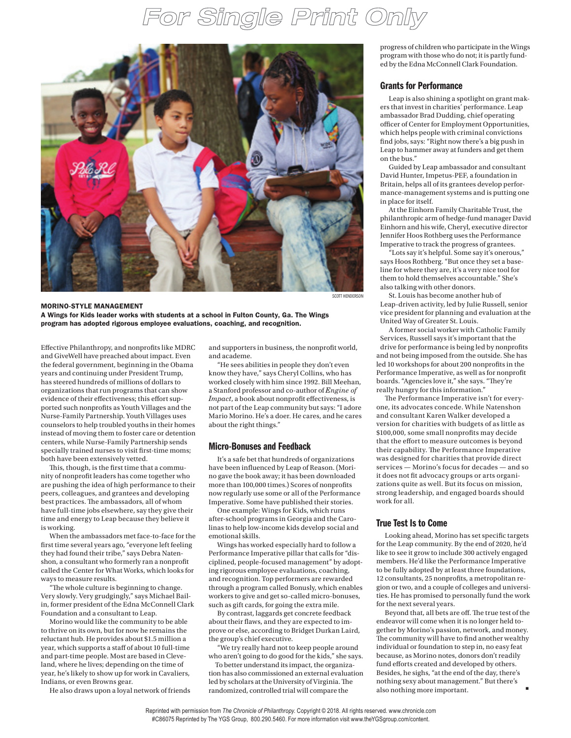For Single Print Only

**MORINO-STYLE MANAGEMENT**
**A Wings for Kids leader works with students at a school in Fulton County, Ga. The Wings program has adopted rigorous employee evaluations, coaching, and recognition.**

SCOTT HENDERSON

Effective Philanthropy, and nonprofits like MDRC and GiveWell have preached about impact. Even the federal government, beginning in the Obama years and continuing under President Trump, has steered hundreds of millions of dollars to organizations that run programs that can show evidence of their effectiveness; this effort supported such nonprofits as Youth Villages and the Nurse-Family Partnership. Youth Villages uses counselors to help troubled youths in their homes instead of moving them to foster care or detention centers, while Nurse-Family Partnership sends specially trained nurses to visit first-time moms; both have been extensively vetted.

This, though, is the first time that a community of nonprofit leaders has come together who are pushing the idea of high performance to their peers, colleagues, and grantees and developing best practices. The ambassadors, all of whom have full-time jobs elsewhere, say they give their time and energy to Leap because they believe it is working.

When the ambassadors met face-to-face for the first time several years ago, "everyone left feeling they had found their tribe," says Debra Natenshon, a consultant who formerly ran a nonprofit called the Center for What Works, which looks for ways to measure results.

"The whole culture is beginning to change. Very slowly. Very grudgingly," says Michael Bailin, former president of the Edna McConnell Clark Foundation and a consultant to Leap.

Morino would like the community to be able to thrive on its own, but for now he remains the reluctant hub. He provides about $1.5 million a year, which supports a staff of about 10 full-time and part-time people. Most are based in Cleveland, where he lives; depending on the time of year, he's likely to show up for work in Cavaliers, Indians, or even Browns gear.

He also draws upon a loyal network of friends and supporters in business, the nonprofit world, and academe.

"He sees abilities in people they don't even know they have," says Cheryl Collins, who has worked closely with him since 1992. Bill Meehan, a Stanford professor and co-author of *Engine of Impact*, a book about nonprofit effectiveness, is not part of the Leap community but says: "I adore Mario Morino. He's a doer. He cares, and he cares about the right things."

## Micro-Bonuses and Feedback

It's a safe bet that hundreds of organizations have been influenced by Leap of Reason. (Morino gave the book away; it has been downloaded more than 100,000 times.) Scores of nonprofits now regularly use some or all of the Performance Imperative. Some have published their stories.

One example: Wings for Kids, which runs after-school programs in Georgia and the Carolinas to help low-income kids develop social and emotional skills.

Wings has worked especially hard to follow a Performance Imperative pillar that calls for "disciplined, people-focused management" by adopting rigorous employee evaluations, coaching, and recognition. Top performers are rewarded through a program called Bonusly, which enables workers to give and get so-called micro-bonuses, such as gift cards, for going the extra mile.

By contrast, laggards get concrete feedback about their flaws, and they are expected to improve or else, according to Bridget Durkan Laird, the group's chief executive.

"We try really hard not to keep people around who aren't going to do good for the kids," she says.

To better understand its impact, the organization has also commissioned an external evaluation led by scholars at the University of Virginia. The randomized, controlled trial will compare the progress of children who participate in the Wings program with those who do not; it is partly funded by the Edna McConnell Clark Foundation.

## Grants for Performance

Leap is also shining a spotlight on grant makers that invest in charities' performance. Leap ambassador Brad Dudding, chief operating officer of Center for Employment Opportunities, which helps people with criminal convictions find jobs, says: "Right now there's a big push in Leap to hammer away at funders and get them on the bus."

Guided by Leap ambassador and consultant David Hunter, Impetus-PEF, a foundation in Britain, helps all of its grantees develop performance-management systems and is putting one in place for itself.

At the Einhorn Family Charitable Trust, the philanthropic arm of hedge-fund manager David Einhorn and his wife, Cheryl, executive director Jennifer Hoos Rothberg uses the Performance Imperative to track the progress of grantees.

"Lots say it's helpful. Some say it's onerous," says Hoos Rothberg. "But once they set a baseline for where they are, it's a very nice tool for them to hold themselves accountable." She's also talking with other donors.

St. Louis has become another hub of Leap-driven activity, led by Julie Russell, senior vice president for planning and evaluation at the United Way of Greater St. Louis.

A former social worker with Catholic Family Services, Russell says it's important that the drive for performance is being led by nonprofits and not being imposed from the outside. She has led 10 workshops for about 200 nonprofits in the Performance Imperative, as well as for nonprofit boards. "Agencies love it," she says. "They're really hungry for this information."

The Performance Imperative isn't for everyone, its advocates concede. While Natenshon and consultant Karen Walker developed a version for charities with budgets of as little as $100,000, some small nonprofits may decide that the effort to measure outcomes is beyond their capability. The Performance Imperative was designed for charities that provide direct services — Morino's focus for decades — and so it does not fit advocacy groups or arts organizations quite as well. But its focus on mission, strong leadership, and engaged boards should work for all.

## True Test Is to Come

Looking ahead, Morino has set specific targets for the Leap community. By the end of 2020, he'd like to see it grow to include 300 actively engaged members. He'd like the Performance Imperative to be fully adopted by at least three foundations, 12 consultants, 25 nonprofits, a metropolitan region or two, and a couple of colleges and universities. He has promised to personally fund the work for the next several years.

Beyond that, all bets are off. The true test of the endeavor will come when it is no longer held together by Morino's passion, network, and money. The community will have to find another wealthy individual or foundation to step in, no easy feat because, as Morino notes, donors don't readily fund efforts created and developed by others. Besides, he sighs, "at the end of the day, there's nothing sexy about management." But there's also nothing more important. ▪

Reprinted with permission from *The Chronicle of Philanthropy*. Copyright © 2018. All rights reserved. www.chronicle.com
#C86075 Reprinted by The YGS Group, 800.290.5460. For more information visit www.theYGSgroup.com/content.